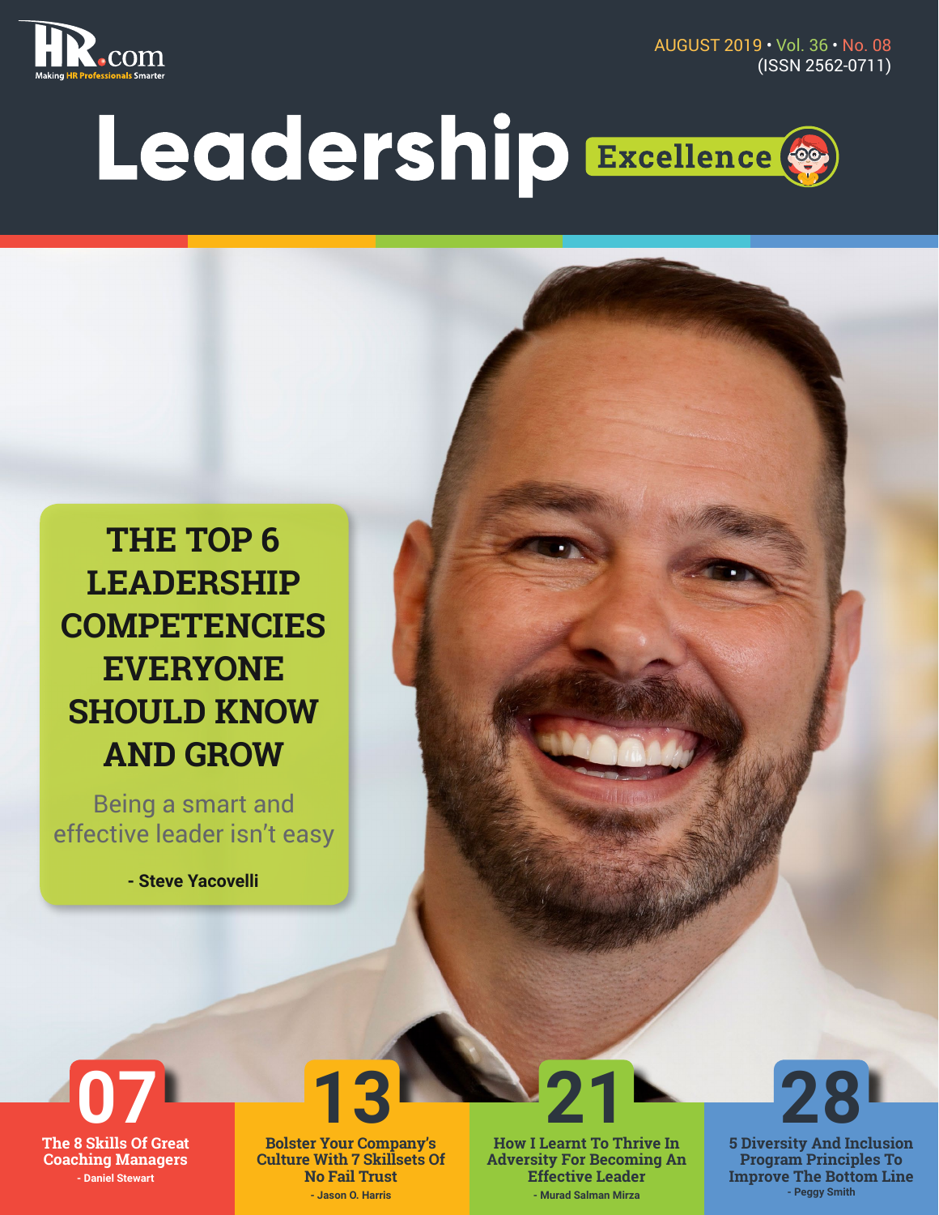HR.com
Making HR Professionals Smarter

AUGUST 2019 • Vol. 36 • No. 08
(ISSN 2562-0711)

# Leadership Excellence

## THE TOP 6 LEADERSHIP COMPETENCIES EVERYONE SHOULD KNOW AND GROW

Being a smart and effective leader isn't easy

**- Steve Yacovelli**

**07** The 8 Skills Of Great Coaching Managers
- Daniel Stewart

**13** Bolster Your Company's Culture With 7 Skillsets Of No Fail Trust
- Jason O. Harris

**21** How I Learnt To Thrive In Adversity For Becoming An Effective Leader
- Murad Salman Mirza

**28** 5 Diversity And Inclusion Program Principles To Improve The Bottom Line
- Peggy Smith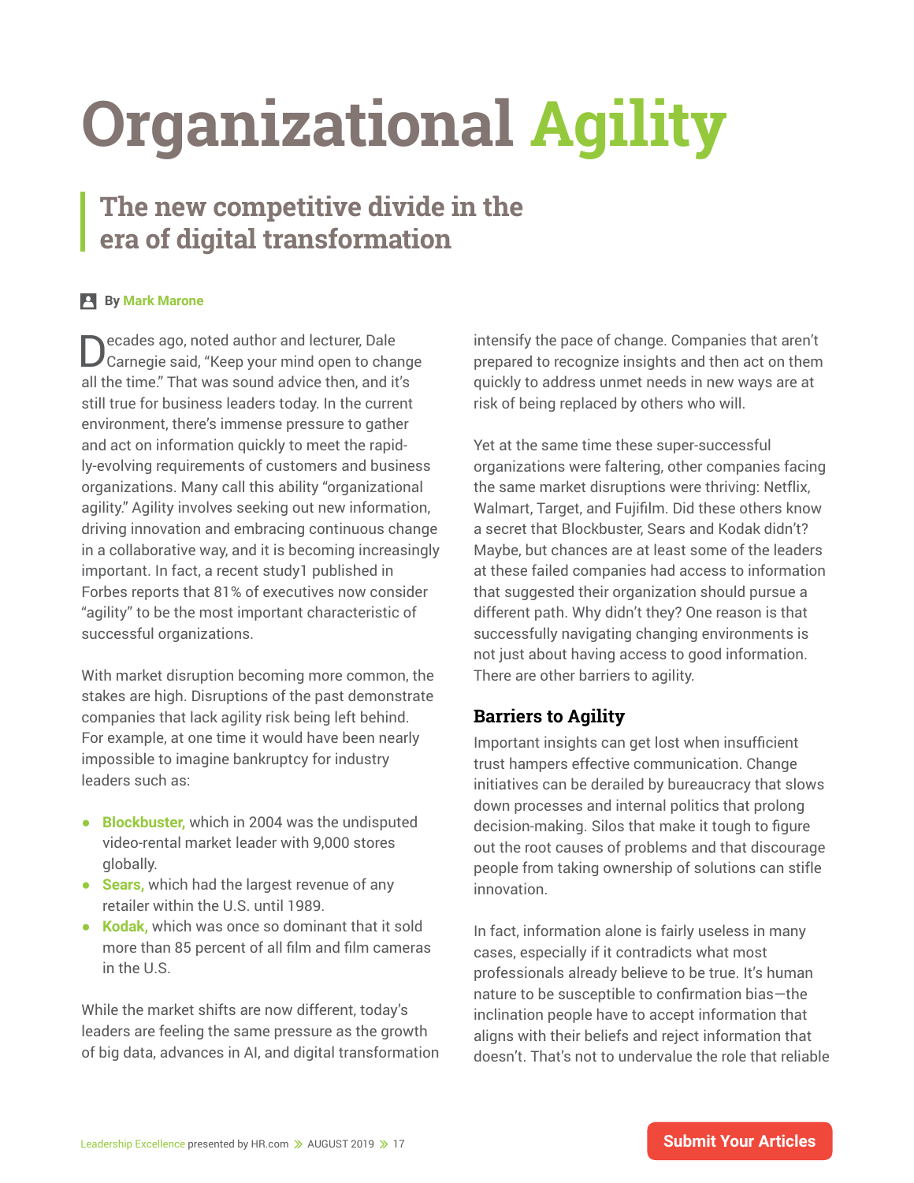# Organizational Agility

## The new competitive divide in the era of digital transformation

By Mark Marone

Decades ago, noted author and lecturer, Dale Carnegie said, "Keep your mind open to change all the time." That was sound advice then, and it's still true for business leaders today. In the current environment, there's immense pressure to gather and act on information quickly to meet the rapidly-evolving requirements of customers and business organizations. Many call this ability "organizational agility." Agility involves seeking out new information, driving innovation and embracing continuous change in a collaborative way, and it is becoming increasingly important. In fact, a recent study1 published in Forbes reports that 81% of executives now consider "agility" to be the most important characteristic of successful organizations.

With market disruption becoming more common, the stakes are high. Disruptions of the past demonstrate companies that lack agility risk being left behind. For example, at one time it would have been nearly impossible to imagine bankruptcy for industry leaders such as:

- **Blockbuster,** which in 2004 was the undisputed video-rental market leader with 9,000 stores globally.
- **Sears,** which had the largest revenue of any retailer within the U.S. until 1989.
- **Kodak,** which was once so dominant that it sold more than 85 percent of all film and film cameras in the U.S.

While the market shifts are now different, today's leaders are feeling the same pressure as the growth of big data, advances in AI, and digital transformation intensify the pace of change. Companies that aren't prepared to recognize insights and then act on them quickly to address unmet needs in new ways are at risk of being replaced by others who will.

Yet at the same time these super-successful organizations were faltering, other companies facing the same market disruptions were thriving: Netflix, Walmart, Target, and Fujifilm. Did these others know a secret that Blockbuster, Sears and Kodak didn't? Maybe, but chances are at least some of the leaders at these failed companies had access to information that suggested their organization should pursue a different path. Why didn't they? One reason is that successfully navigating changing environments is not just about having access to good information. There are other barriers to agility.

### Barriers to Agility

Important insights can get lost when insufficient trust hampers effective communication. Change initiatives can be derailed by bureaucracy that slows down processes and internal politics that prolong decision-making. Silos that make it tough to figure out the root causes of problems and that discourage people from taking ownership of solutions can stifle innovation.

In fact, information alone is fairly useless in many cases, especially if it contradicts what most professionals already believe to be true. It's human nature to be susceptible to confirmation bias—the inclination people have to accept information that aligns with their beliefs and reject information that doesn't. That's not to undervalue the role that reliable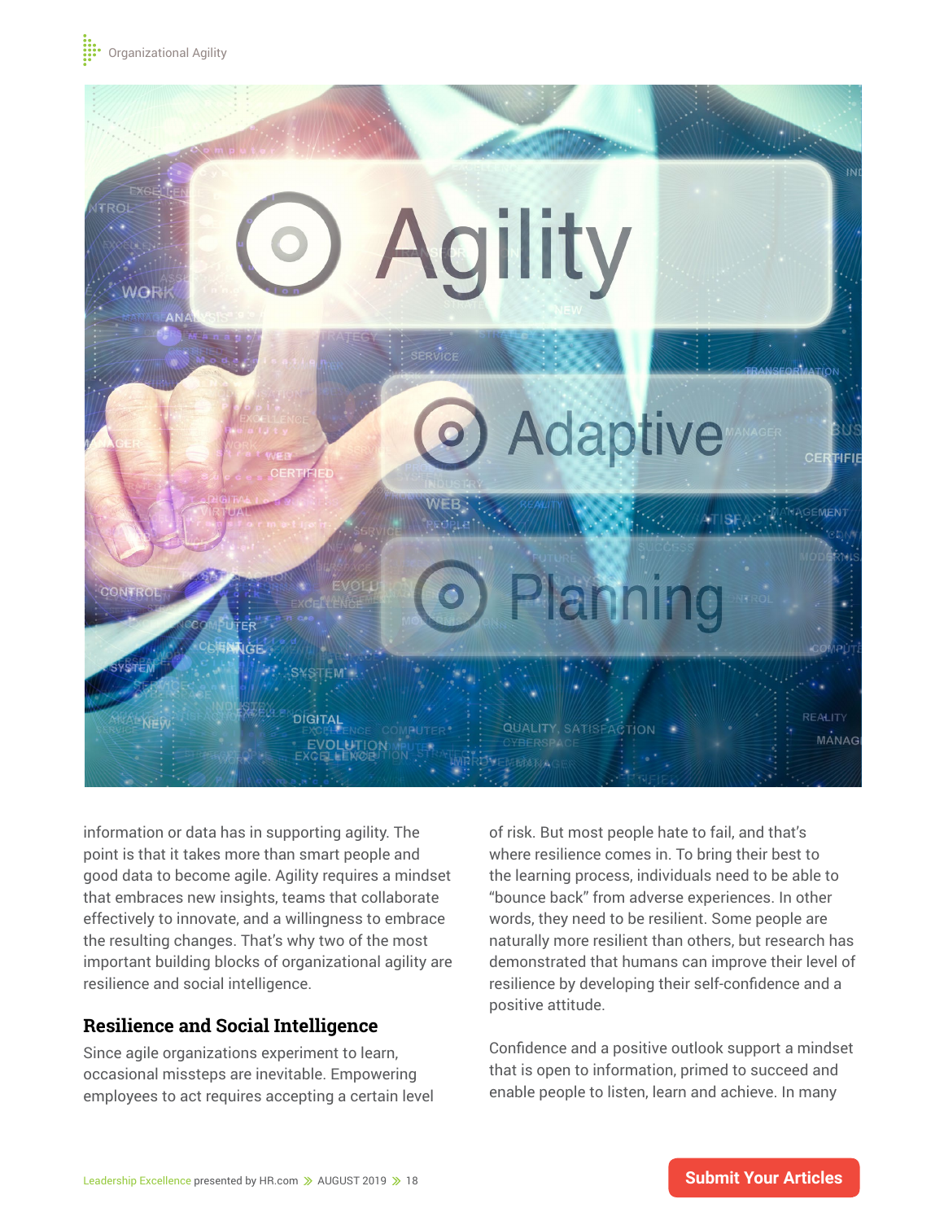information or data has in supporting agility. The point is that it takes more than smart people and good data to become agile. Agility requires a mindset that embraces new insights, teams that collaborate effectively to innovate, and a willingness to embrace the resulting changes. That's why two of the most important building blocks of organizational agility are resilience and social intelligence.

## Resilience and Social Intelligence

Since agile organizations experiment to learn, occasional missteps are inevitable. Empowering employees to act requires accepting a certain level of risk. But most people hate to fail, and that's where resilience comes in. To bring their best to the learning process, individuals need to be able to "bounce back" from adverse experiences. In other words, they need to be resilient. Some people are naturally more resilient than others, but research has demonstrated that humans can improve their level of resilience by developing their self-confidence and a positive attitude.

Confidence and a positive outlook support a mindset that is open to information, primed to succeed and enable people to listen, learn and achieve. In many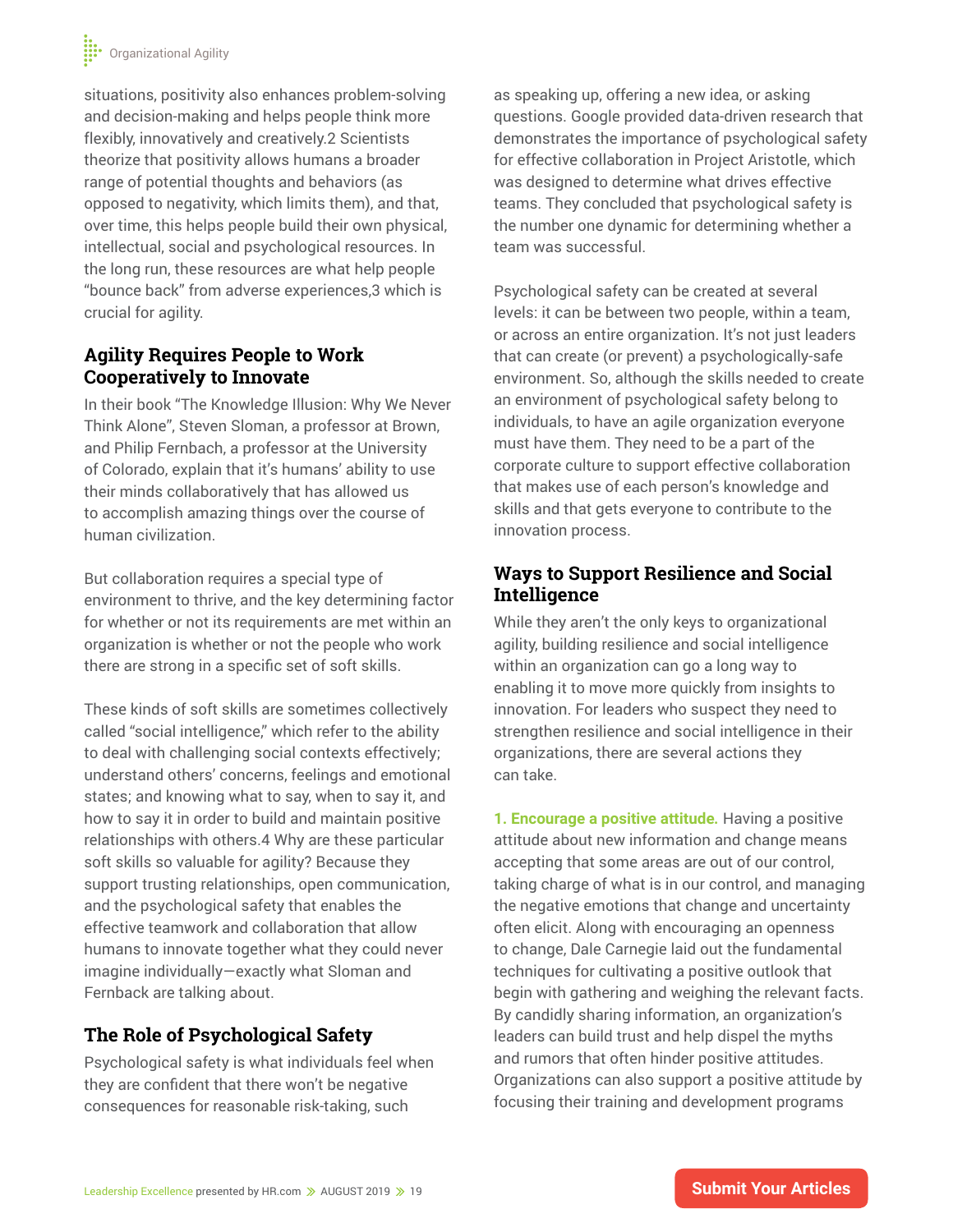situations, positivity also enhances problem-solving and decision-making and helps people think more flexibly, innovatively and creatively.[2] Scientists theorize that positivity allows humans a broader range of potential thoughts and behaviors (as opposed to negativity, which limits them), and that, over time, this helps people build their own physical, intellectual, social and psychological resources. In the long run, these resources are what help people "bounce back" from adverse experiences,[3] which is crucial for agility.

## Agility Requires People to Work Cooperatively to Innovate

In their book "The Knowledge Illusion: Why We Never Think Alone", Steven Sloman, a professor at Brown, and Philip Fernbach, a professor at the University of Colorado, explain that it's humans' ability to use their minds collaboratively that has allowed us to accomplish amazing things over the course of human civilization.

But collaboration requires a special type of environment to thrive, and the key determining factor for whether or not its requirements are met within an organization is whether or not the people who work there are strong in a specific set of soft skills.

These kinds of soft skills are sometimes collectively called "social intelligence," which refer to the ability to deal with challenging social contexts effectively; understand others' concerns, feelings and emotional states; and knowing what to say, when to say it, and how to say it in order to build and maintain positive relationships with others.[4] Why are these particular soft skills so valuable for agility? Because they support trusting relationships, open communication, and the psychological safety that enables the effective teamwork and collaboration that allow humans to innovate together what they could never imagine individually—exactly what Sloman and Fernback are talking about.

## The Role of Psychological Safety

Psychological safety is what individuals feel when they are confident that there won't be negative consequences for reasonable risk-taking, such as speaking up, offering a new idea, or asking questions. Google provided data-driven research that demonstrates the importance of psychological safety for effective collaboration in Project Aristotle, which was designed to determine what drives effective teams. They concluded that psychological safety is the number one dynamic for determining whether a team was successful.

Psychological safety can be created at several levels: it can be between two people, within a team, or across an entire organization. It's not just leaders that can create (or prevent) a psychologically-safe environment. So, although the skills needed to create an environment of psychological safety belong to individuals, to have an agile organization everyone must have them. They need to be a part of the corporate culture to support effective collaboration that makes use of each person's knowledge and skills and that gets everyone to contribute to the innovation process.

## Ways to Support Resilience and Social Intelligence

While they aren't the only keys to organizational agility, building resilience and social intelligence within an organization can go a long way to enabling it to move more quickly from insights to innovation. For leaders who suspect they need to strengthen resilience and social intelligence in their organizations, there are several actions they can take.

**1. Encourage a positive attitude.** Having a positive attitude about new information and change means accepting that some areas are out of our control, taking charge of what is in our control, and managing the negative emotions that change and uncertainty often elicit. Along with encouraging an openness to change, Dale Carnegie laid out the fundamental techniques for cultivating a positive outlook that begin with gathering and weighing the relevant facts. By candidly sharing information, an organization's leaders can build trust and help dispel the myths and rumors that often hinder positive attitudes. Organizations can also support a positive attitude by focusing their training and development programs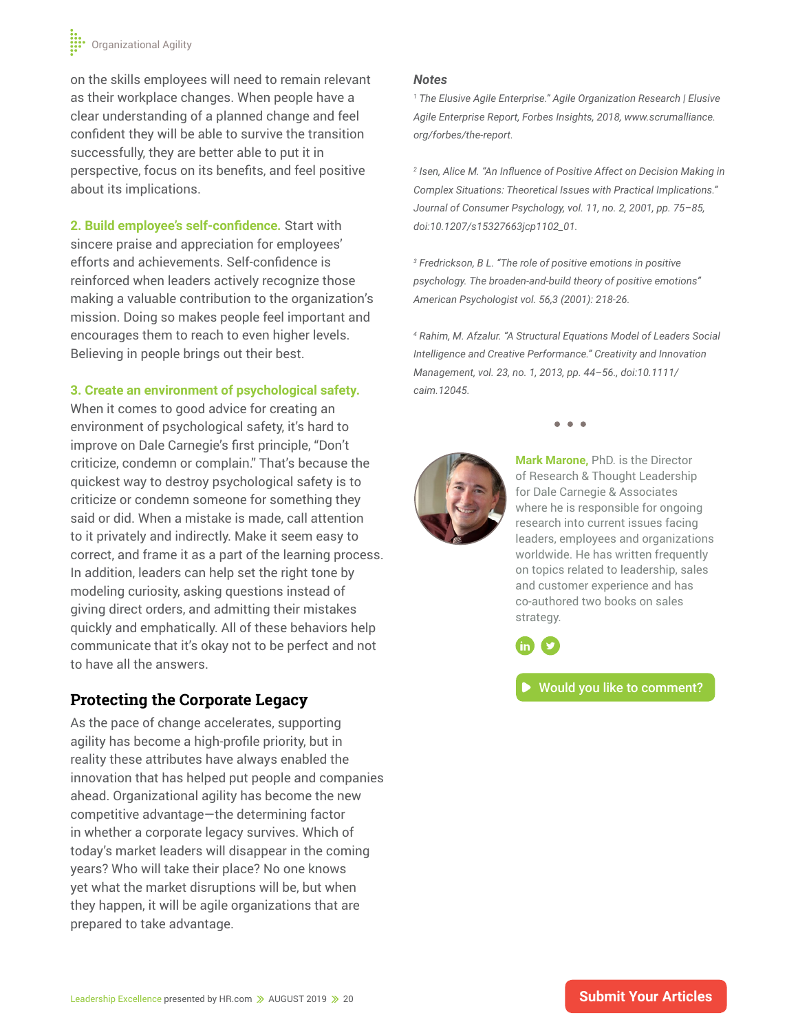on the skills employees will need to remain relevant as their workplace changes. When people have a clear understanding of a planned change and feel confident they will be able to survive the transition successfully, they are better able to put it in perspective, focus on its benefits, and feel positive about its implications.

**2. Build employee's self-confidence.** Start with sincere praise and appreciation for employees' efforts and achievements. Self-confidence is reinforced when leaders actively recognize those making a valuable contribution to the organization's mission. Doing so makes people feel important and encourages them to reach to even higher levels. Believing in people brings out their best.

**3. Create an environment of psychological safety.** When it comes to good advice for creating an environment of psychological safety, it's hard to improve on Dale Carnegie's first principle, "Don't criticize, condemn or complain." That's because the quickest way to destroy psychological safety is to criticize or condemn someone for something they said or did. When a mistake is made, call attention to it privately and indirectly. Make it seem easy to correct, and frame it as a part of the learning process. In addition, leaders can help set the right tone by modeling curiosity, asking questions instead of giving direct orders, and admitting their mistakes quickly and emphatically. All of these behaviors help communicate that it's okay not to be perfect and not to have all the answers.

## Protecting the Corporate Legacy

As the pace of change accelerates, supporting agility has become a high-profile priority, but in reality these attributes have always enabled the innovation that has helped put people and companies ahead. Organizational agility has become the new competitive advantage—the determining factor in whether a corporate legacy survives. Which of today's market leaders will disappear in the coming years? Who will take their place? No one knows yet what the market disruptions will be, but when they happen, it will be agile organizations that are prepared to take advantage.

### *Notes*

*[1] The Elusive Agile Enterprise." Agile Organization Research | Elusive Agile Enterprise Report, Forbes Insights, 2018, www.scrumalliance.org/forbes/the-report.*

*[2] Isen, Alice M. "An Influence of Positive Affect on Decision Making in Complex Situations: Theoretical Issues with Practical Implications." Journal of Consumer Psychology, vol. 11, no. 2, 2001, pp. 75–85, doi:10.1207/s15327663jcp1102_01.*

*[3] Fredrickson, B L. "The role of positive emotions in positive psychology. The broaden-and-build theory of positive emotions" American Psychologist vol. 56,3 (2001): 218-26.*

*[4] Rahim, M. Afzalur. "A Structural Equations Model of Leaders Social Intelligence and Creative Performance." Creativity and Innovation Management, vol. 23, no. 1, 2013, pp. 44–56., doi:10.1111/caim.12045.*

• • •

**Mark Marone,** PhD. is the Director of Research & Thought Leadership for Dale Carnegie & Associates where he is responsible for ongoing research into current issues facing leaders, employees and organizations worldwide. He has written frequently on topics related to leadership, sales and customer experience and has co-authored two books on sales strategy.

Would you like to comment?

Submit Your Articles